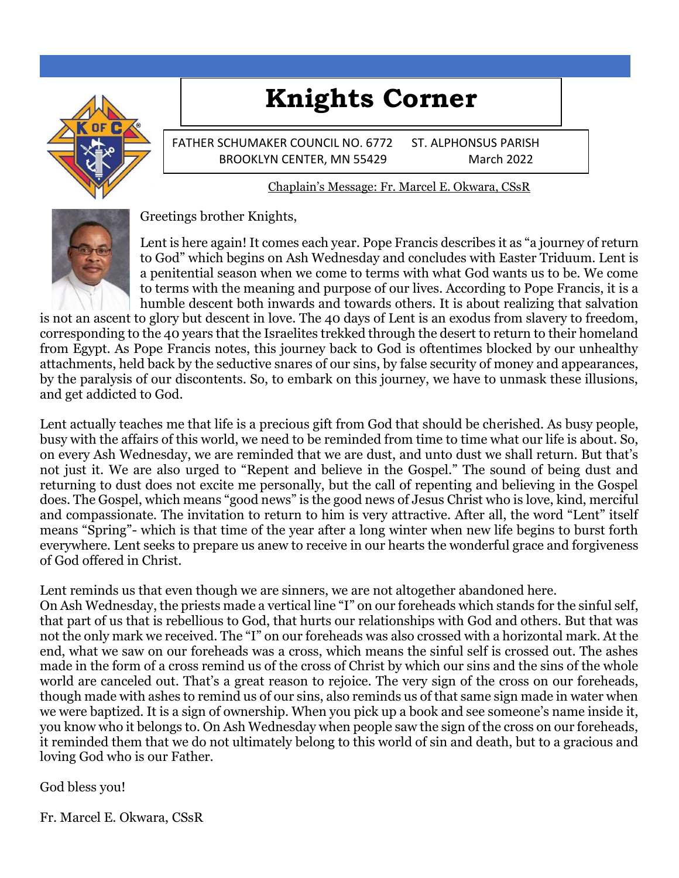# Knights Corner

FATHER SCHUMAKER COUNCIL NO. 6772 ST. ALPHONSUS PARISH
BROOKLYN CENTER, MN 55429 March 2022

## Chaplain's Message: Fr. Marcel E. Okwara, CSsR

Greetings brother Knights,

Lent is here again! It comes each year. Pope Francis describes it as "a journey of return to God" which begins on Ash Wednesday and concludes with Easter Triduum. Lent is a penitential season when we come to terms with what God wants us to be. We come to terms with the meaning and purpose of our lives. According to Pope Francis, it is a humble descent both inwards and towards others. It is about realizing that salvation is not an ascent to glory but descent in love. The 40 days of Lent is an exodus from slavery to freedom, corresponding to the 40 years that the Israelites trekked through the desert to return to their homeland from Egypt. As Pope Francis notes, this journey back to God is oftentimes blocked by our unhealthy attachments, held back by the seductive snares of our sins, by false security of money and appearances, by the paralysis of our discontents. So, to embark on this journey, we have to unmask these illusions, and get addicted to God.

Lent actually teaches me that life is a precious gift from God that should be cherished. As busy people, busy with the affairs of this world, we need to be reminded from time to time what our life is about. So, on every Ash Wednesday, we are reminded that we are dust, and unto dust we shall return. But that's not just it. We are also urged to "Repent and believe in the Gospel." The sound of being dust and returning to dust does not excite me personally, but the call of repenting and believing in the Gospel does. The Gospel, which means "good news" is the good news of Jesus Christ who is love, kind, merciful and compassionate. The invitation to return to him is very attractive. After all, the word "Lent" itself means "Spring"- which is that time of the year after a long winter when new life begins to burst forth everywhere. Lent seeks to prepare us anew to receive in our hearts the wonderful grace and forgiveness of God offered in Christ.

Lent reminds us that even though we are sinners, we are not altogether abandoned here.
On Ash Wednesday, the priests made a vertical line "I" on our foreheads which stands for the sinful self, that part of us that is rebellious to God, that hurts our relationships with God and others. But that was not the only mark we received. The "I" on our foreheads was also crossed with a horizontal mark. At the end, what we saw on our foreheads was a cross, which means the sinful self is crossed out. The ashes made in the form of a cross remind us of the cross of Christ by which our sins and the sins of the whole world are canceled out. That's a great reason to rejoice. The very sign of the cross on our foreheads, though made with ashes to remind us of our sins, also reminds us of that same sign made in water when we were baptized. It is a sign of ownership. When you pick up a book and see someone's name inside it, you know who it belongs to. On Ash Wednesday when people saw the sign of the cross on our foreheads, it reminded them that we do not ultimately belong to this world of sin and death, but to a gracious and loving God who is our Father.

God bless you!

Fr. Marcel E. Okwara, CSsR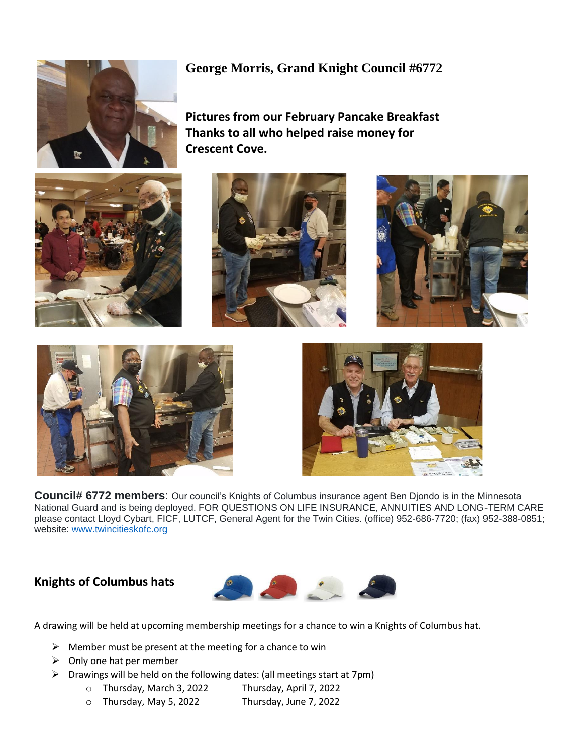## George Morris, Grand Knight Council #6772

**Pictures from our February Pancake Breakfast Thanks to all who helped raise money for Crescent Cove.**

**Council# 6772 members**: Our council's Knights of Columbus insurance agent Ben Djondo is in the Minnesota National Guard and is being deployed. FOR QUESTIONS ON LIFE INSURANCE, ANNUITIES AND LONG-TERM CARE please contact Lloyd Cybart, FICF, LUTCF, General Agent for the Twin Cities. (office) 952-686-7720; (fax) 952-388-0851; website: [www.twincitieskofc.org](http://www.twincitieskofc.org)

## Knights of Columbus hats

A drawing will be held at upcoming membership meetings for a chance to win a Knights of Columbus hat.

- Member must be present at the meeting for a chance to win
- Only one hat per member
- Drawings will be held on the following dates: (all meetings start at 7pm)
  - Thursday, March 3, 2022 Thursday, April 7, 2022
  - Thursday, May 5, 2022 Thursday, June 7, 2022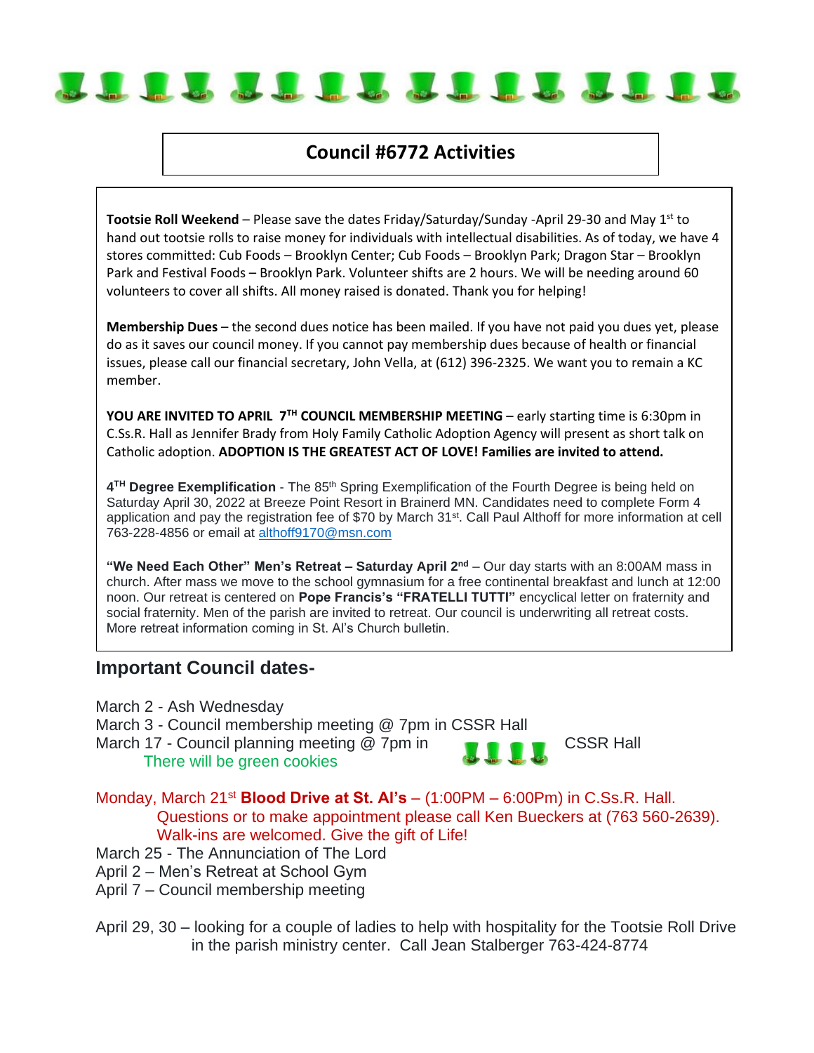## Council #6772 Activities

**Tootsie Roll Weekend** – Please save the dates Friday/Saturday/Sunday -April 29-30 and May 1st to hand out tootsie rolls to raise money for individuals with intellectual disabilities. As of today, we have 4 stores committed: Cub Foods – Brooklyn Center; Cub Foods – Brooklyn Park; Dragon Star – Brooklyn Park and Festival Foods – Brooklyn Park. Volunteer shifts are 2 hours. We will be needing around 60 volunteers to cover all shifts. All money raised is donated. Thank you for helping!

**Membership Dues** – the second dues notice has been mailed. If you have not paid you dues yet, please do as it saves our council money. If you cannot pay membership dues because of health or financial issues, please call our financial secretary, John Vella, at (612) 396-2325. We want you to remain a KC member.

**YOU ARE INVITED TO APRIL 7TH COUNCIL MEMBERSHIP MEETING** – early starting time is 6:30pm in C.Ss.R. Hall as Jennifer Brady from Holy Family Catholic Adoption Agency will present as short talk on Catholic adoption. **ADOPTION IS THE GREATEST ACT OF LOVE! Families are invited to attend.**

**4TH Degree Exemplification** - The 85th Spring Exemplification of the Fourth Degree is being held on Saturday April 30, 2022 at Breeze Point Resort in Brainerd MN. Candidates need to complete Form 4 application and pay the registration fee of $70 by March 31st. Call Paul Althoff for more information at cell 763-228-4856 or email at althoff9170@msn.com

**"We Need Each Other" Men's Retreat – Saturday April 2nd** – Our day starts with an 8:00AM mass in church. After mass we move to the school gymnasium for a free continental breakfast and lunch at 12:00 noon. Our retreat is centered on **Pope Francis's "FRATELLI TUTTI"** encyclical letter on fraternity and social fraternity. Men of the parish are invited to retreat. Our council is underwriting all retreat costs. More retreat information coming in St. Al's Church bulletin.

## Important Council dates-

March 2 - Ash Wednesday
March 3 - Council membership meeting @ 7pm in CSSR Hall
March 17 - Council planning meeting @ 7pm in CSSR Hall
There will be green cookies

Monday, March 21st **Blood Drive at St. Al's** – (1:00PM – 6:00Pm) in C.Ss.R. Hall.
Questions or to make appointment please call Ken Bueckers at (763 560-2639).
Walk-ins are welcomed. Give the gift of Life!

March 25 - The Annunciation of The Lord
April 2 – Men's Retreat at School Gym
April 7 – Council membership meeting

April 29, 30 – looking for a couple of ladies to help with hospitality for the Tootsie Roll Drive in the parish ministry center. Call Jean Stalberger 763-424-8774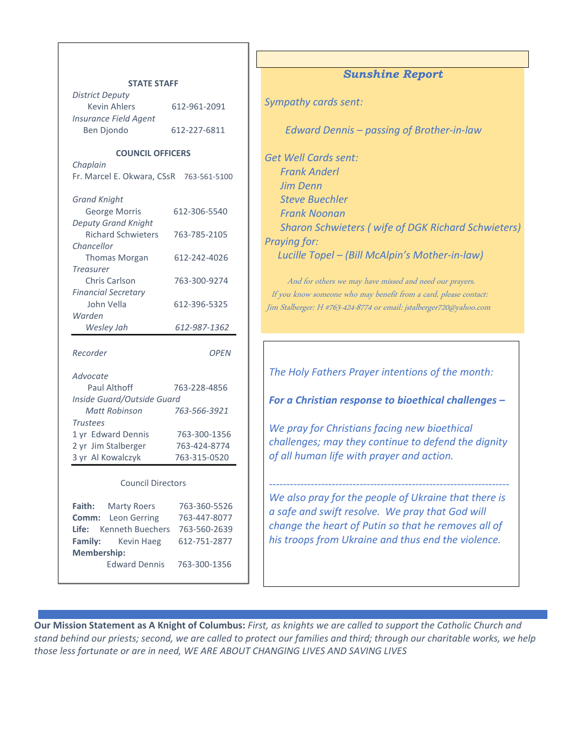### STATE STAFF

*District Deputy*
Kevin Ahlers 612-961-2091

*Insurance Field Agent*
Ben Djondo 612-227-6811

### COUNCIL OFFICERS

*Chaplain*
Fr. Marcel E. Okwara, CSsR 763-561-5100

*Grand Knight*
George Morris 612-306-5540

*Deputy Grand Knight*
Richard Schwieters 763-785-2105

*Chancellor*
Thomas Morgan 612-242-4026

*Treasurer*
Chris Carlson 763-300-9274

*Financial Secretary*
John Vella 612-396-5325

*Warden*
*Wesley Jah 612-987-1362*

*Recorder* *OPEN*

*Advocate*
Paul Althoff 763-228-4856

*Inside Guard/Outside Guard*
*Matt Robinson 763-566-3921*

*Trustees*
1 yr Edward Dennis 763-300-1356
2 yr Jim Stalberger 763-424-8774
3 yr Al Kowalczyk 763-315-0520

Council Directors

**Faith:** Marty Roers 763-360-5526
**Comm:** Leon Gerring 763-447-8077
**Life:** Kenneth Buechers 763-560-2639
**Family:** Kevin Haeg 612-751-2877
**Membership:** Edward Dennis 763-300-1356

## *Sunshine Report*

*Sympathy cards sent:*

*Edward Dennis – passing of Brother-in-law*

*Get Well Cards sent:*
*Frank Anderl*
*Jim Denn*
*Steve Buechler*
*Frank Noonan*
*Sharon Schwieters ( wife of DGK Richard Schwieters)*

*Praying for:*
*Lucille Topel – (Bill McAlpin's Mother-in-law)*

*And for others we may have missed and need our prayers.*
*If you know someone who may benefit from a card, please contact:*
*Jim Stalberger: H #763-424-8774 or email: jstalberger720@yahoo.com*

*The Holy Fathers Prayer intentions of the month:*

***For a Christian response to bioethical challenges –***

*We pray for Christians facing new bioethical challenges; may they continue to defend the dignity of all human life with prayer and action.*

---

*We also pray for the people of Ukraine that there is a safe and swift resolve. We pray that God will change the heart of Putin so that he removes all of his troops from Ukraine and thus end the violence.*

**Our Mission Statement as A Knight of Columbus:** *First, as knights we are called to support the Catholic Church and stand behind our priests; second, we are called to protect our families and third; through our charitable works, we help those less fortunate or are in need, WE ARE ABOUT CHANGING LIVES AND SAVING LIVES*